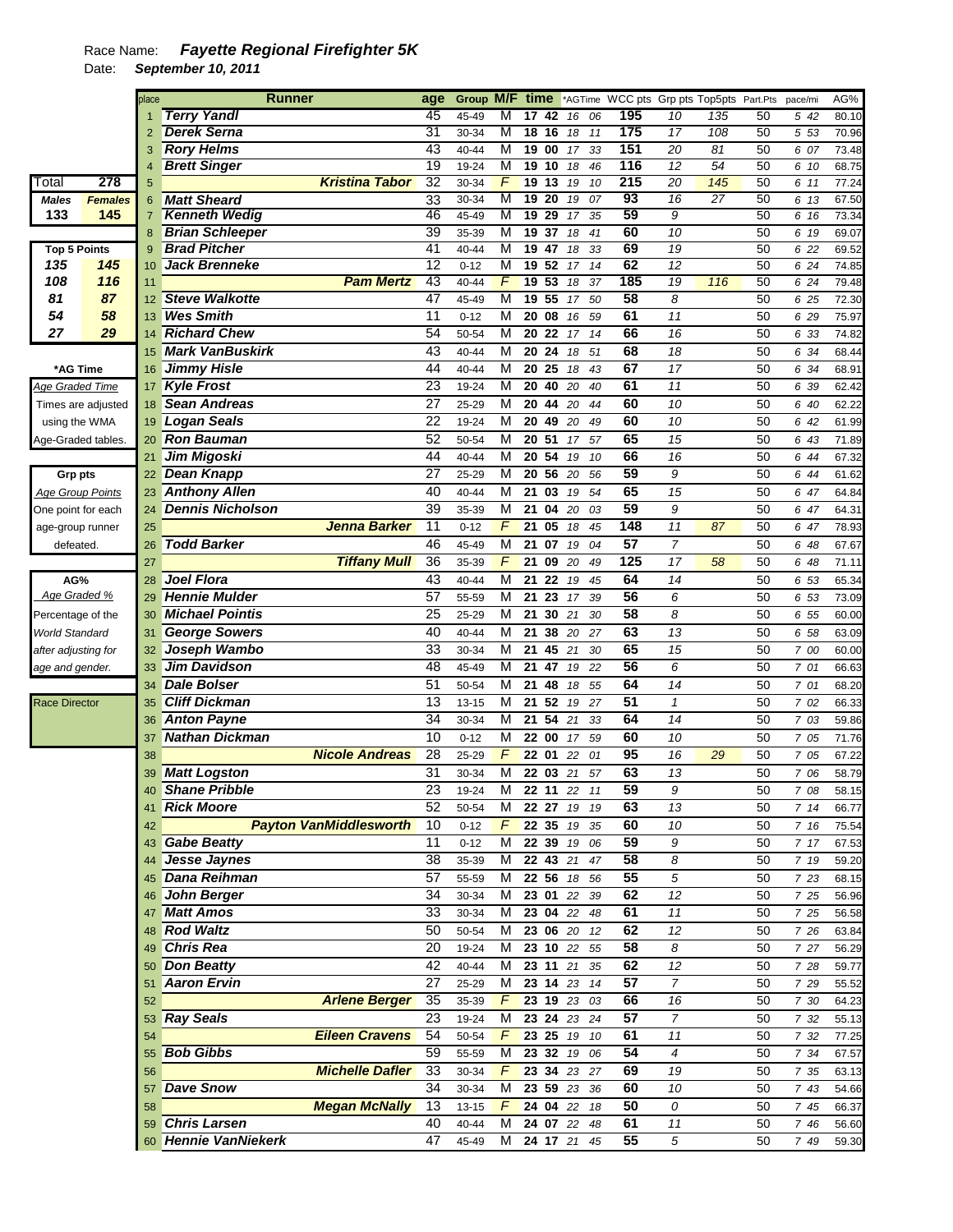Race Name: ***Fayette Regional Firefighter 5K***

Date: ***September 10, 2011***

| Total | 278 |
|---|---|
| **Males** | **Females** |
| 133 | 145 |

| Top 5 Points | |
|---|---|
| 135 | 145 |
| 108 | 116 |
| 81 | 87 |
| 54 | 58 |
| 27 | 29 |

**\*AG Time**
Age Graded Time
Times are adjusted using the WMA Age-Graded tables.

**Grp pts**
Age Group Points
One point for each age-group runner defeated.

**AG%**
Age Graded %
Percentage of the World Standard after adjusting for age and gender.

Race Director

| place | Runner | age | Group | M/F | time | *AGTime | WCC pts | Grp pts | Top5pts | Part.Pts | pace/mi | AG% |
|---|---|---|---|---|---|---|---|---|---|---|---|---|
| 1 | Terry Yandl | 45 | 45-49 | M | 17 42 | 16 06 | 195 | 10 | 135 | 50 | 5 42 | 80.10 |
| 2 | Derek Serna | 31 | 30-34 | M | 18 16 | 18 11 | 175 | 17 | 108 | 50 | 5 53 | 70.96 |
| 3 | Rory Helms | 43 | 40-44 | M | 19 00 | 17 33 | 151 | 20 | 81 | 50 | 6 07 | 73.48 |
| 4 | Brett Singer | 19 | 19-24 | M | 19 10 | 18 46 | 116 | 12 | 54 | 50 | 6 10 | 68.75 |
| 5 | Kristina Tabor | 32 | 30-34 | F | 19 13 | 19 10 | 215 | 20 | 145 | 50 | 6 11 | 77.24 |
| 6 | Matt Sheard | 33 | 30-34 | M | 19 20 | 19 07 | 93 | 16 | 27 | 50 | 6 13 | 67.50 |
| 7 | Kenneth Wedig | 46 | 45-49 | M | 19 29 | 17 35 | 59 | 9 | | 50 | 6 16 | 73.34 |
| 8 | Brian Schleeper | 39 | 35-39 | M | 19 37 | 18 41 | 60 | 10 | | 50 | 6 19 | 69.07 |
| 9 | Brad Pitcher | 41 | 40-44 | M | 19 47 | 18 33 | 69 | 19 | | 50 | 6 22 | 69.52 |
| 10 | Jack Brenneke | 12 | 0-12 | M | 19 52 | 17 14 | 62 | 12 | | 50 | 6 24 | 74.85 |
| 11 | Pam Mertz | 43 | 40-44 | F | 19 53 | 18 37 | 185 | 19 | 116 | 50 | 6 24 | 79.48 |
| 12 | Steve Walkotte | 47 | 45-49 | M | 19 55 | 17 50 | 58 | 8 | | 50 | 6 25 | 72.30 |
| 13 | Wes Smith | 11 | 0-12 | M | 20 08 | 16 59 | 61 | 11 | | 50 | 6 29 | 75.97 |
| 14 | Richard Chew | 54 | 50-54 | M | 20 22 | 17 14 | 66 | 16 | | 50 | 6 33 | 74.82 |
| 15 | Mark VanBuskirk | 43 | 40-44 | M | 20 24 | 18 51 | 68 | 18 | | 50 | 6 34 | 68.44 |
| 16 | Jimmy Hisle | 44 | 40-44 | M | 20 25 | 18 43 | 67 | 17 | | 50 | 6 34 | 68.91 |
| 17 | Kyle Frost | 23 | 19-24 | M | 20 40 | 20 40 | 61 | 11 | | 50 | 6 39 | 62.42 |
| 18 | Sean Andreas | 27 | 25-29 | M | 20 44 | 20 44 | 60 | 10 | | 50 | 6 40 | 62.22 |
| 19 | Logan Seals | 22 | 19-24 | M | 20 49 | 20 49 | 60 | 10 | | 50 | 6 42 | 61.99 |
| 20 | Ron Bauman | 52 | 50-54 | M | 20 51 | 17 57 | 65 | 15 | | 50 | 6 43 | 71.89 |
| 21 | Jim Migoski | 44 | 40-44 | M | 20 54 | 19 10 | 66 | 16 | | 50 | 6 44 | 67.32 |
| 22 | Dean Knapp | 27 | 25-29 | M | 20 56 | 20 56 | 59 | 9 | | 50 | 6 44 | 61.62 |
| 23 | Anthony Allen | 40 | 40-44 | M | 21 03 | 19 54 | 65 | 15 | | 50 | 6 47 | 64.84 |
| 24 | Dennis Nicholson | 39 | 35-39 | M | 21 04 | 20 03 | 59 | 9 | | 50 | 6 47 | 64.31 |
| 25 | Jenna Barker | 11 | 0-12 | F | 21 05 | 18 45 | 148 | 11 | 87 | 50 | 6 47 | 78.93 |
| 26 | Todd Barker | 46 | 45-49 | M | 21 07 | 19 04 | 57 | 7 | | 50 | 6 48 | 67.67 |
| 27 | Tiffany Mull | 36 | 35-39 | F | 21 09 | 20 49 | 125 | 17 | 58 | 50 | 6 48 | 71.11 |
| 28 | Joel Flora | 43 | 40-44 | M | 21 22 | 19 45 | 64 | 14 | | 50 | 6 53 | 65.34 |
| 29 | Hennie Mulder | 57 | 55-59 | M | 21 23 | 17 39 | 56 | 6 | | 50 | 6 53 | 73.09 |
| 30 | Michael Pointis | 25 | 25-29 | M | 21 30 | 21 30 | 58 | 8 | | 50 | 6 55 | 60.00 |
| 31 | George Sowers | 40 | 40-44 | M | 21 38 | 20 27 | 63 | 13 | | 50 | 6 58 | 63.09 |
| 32 | Joseph Wambo | 33 | 30-34 | M | 21 45 | 21 30 | 65 | 15 | | 50 | 7 00 | 60.00 |
| 33 | Jim Davidson | 48 | 45-49 | M | 21 47 | 19 22 | 56 | 6 | | 50 | 7 01 | 66.63 |
| 34 | Dale Bolser | 51 | 50-54 | M | 21 48 | 18 55 | 64 | 14 | | 50 | 7 01 | 68.20 |
| 35 | Cliff Dickman | 13 | 13-15 | M | 21 52 | 19 27 | 51 | 1 | | 50 | 7 02 | 66.33 |
| 36 | Anton Payne | 34 | 30-34 | M | 21 54 | 21 33 | 64 | 14 | | 50 | 7 03 | 59.86 |
| 37 | Nathan Dickman | 10 | 0-12 | M | 22 00 | 17 59 | 60 | 10 | | 50 | 7 05 | 71.76 |
| 38 | Nicole Andreas | 28 | 25-29 | F | 22 01 | 22 01 | 95 | 16 | 29 | 50 | 7 05 | 67.22 |
| 39 | Matt Logston | 31 | 30-34 | M | 22 03 | 21 57 | 63 | 13 | | 50 | 7 06 | 58.79 |
| 40 | Shane Pribble | 23 | 19-24 | M | 22 11 | 22 11 | 59 | 9 | | 50 | 7 08 | 58.15 |
| 41 | Rick Moore | 52 | 50-54 | M | 22 27 | 19 19 | 63 | 13 | | 50 | 7 14 | 66.77 |
| 42 | Payton VanMiddlesworth | 10 | 0-12 | F | 22 35 | 19 35 | 60 | 10 | | 50 | 7 16 | 75.54 |
| 43 | Gabe Beatty | 11 | 0-12 | M | 22 39 | 19 06 | 59 | 9 | | 50 | 7 17 | 67.53 |
| 44 | Jesse Jaynes | 38 | 35-39 | M | 22 43 | 21 47 | 58 | 8 | | 50 | 7 19 | 59.20 |
| 45 | Dana Reihman | 57 | 55-59 | M | 22 56 | 18 56 | 55 | 5 | | 50 | 7 23 | 68.15 |
| 46 | John Berger | 34 | 30-34 | M | 23 01 | 22 39 | 62 | 12 | | 50 | 7 25 | 56.96 |
| 47 | Matt Amos | 33 | 30-34 | M | 23 04 | 22 48 | 61 | 11 | | 50 | 7 25 | 56.58 |
| 48 | Rod Waltz | 50 | 50-54 | M | 23 06 | 20 12 | 62 | 12 | | 50 | 7 26 | 63.84 |
| 49 | Chris Rea | 20 | 19-24 | M | 23 10 | 22 55 | 58 | 8 | | 50 | 7 27 | 56.29 |
| 50 | Don Beatty | 42 | 40-44 | M | 23 11 | 21 35 | 62 | 12 | | 50 | 7 28 | 59.77 |
| 51 | Aaron Ervin | 27 | 25-29 | M | 23 14 | 23 14 | 57 | 7 | | 50 | 7 29 | 55.52 |
| 52 | Arlene Berger | 35 | 35-39 | F | 23 19 | 23 03 | 66 | 16 | | 50 | 7 30 | 64.23 |
| 53 | Ray Seals | 23 | 19-24 | M | 23 24 | 23 24 | 57 | 7 | | 50 | 7 32 | 55.13 |
| 54 | Eileen Cravens | 54 | 50-54 | F | 23 25 | 19 10 | 61 | 11 | | 50 | 7 32 | 77.25 |
| 55 | Bob Gibbs | 59 | 55-59 | M | 23 32 | 19 06 | 54 | 4 | | 50 | 7 34 | 67.57 |
| 56 | Michelle Dafler | 33 | 30-34 | F | 23 34 | 23 27 | 69 | 19 | | 50 | 7 35 | 63.13 |
| 57 | Dave Snow | 34 | 30-34 | M | 23 59 | 23 36 | 60 | 10 | | 50 | 7 43 | 54.66 |
| 58 | Megan McNally | 13 | 13-15 | F | 24 04 | 22 18 | 50 | 0 | | 50 | 7 45 | 66.37 |
| 59 | Chris Larsen | 40 | 40-44 | M | 24 07 | 22 48 | 61 | 11 | | 50 | 7 46 | 56.60 |
| 60 | Hennie VanNiekerk | 47 | 45-49 | M | 24 17 | 21 45 | 55 | 5 | | 50 | 7 49 | 59.30 |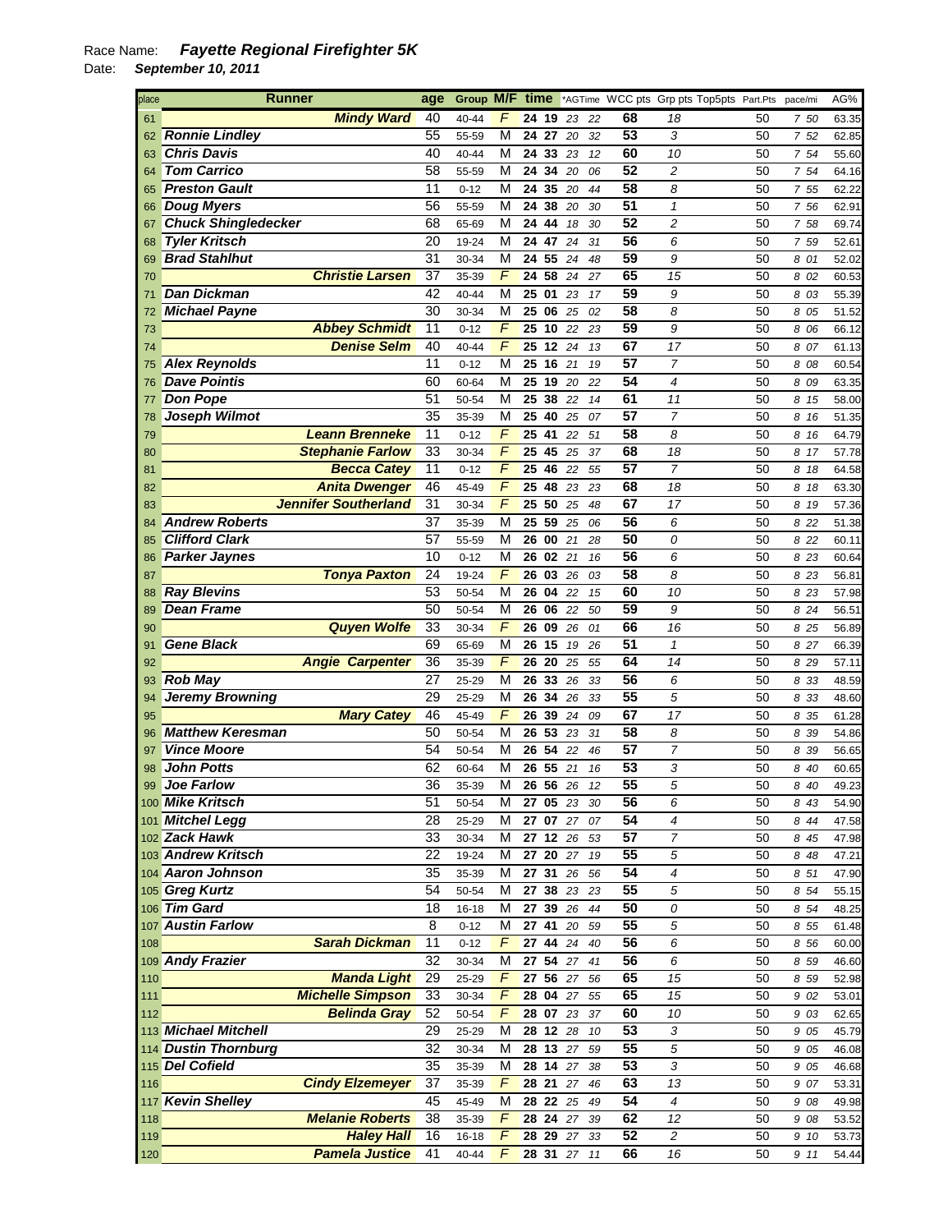Race Name: ***Fayette Regional Firefighter 5K***

Date: ***September 10, 2011***

| place | Runner | age | Group | M/F | time | *AGTime | WCC pts | Grp pts | Top5pts | Part.Pts | pace/mi | AG% |
|---|---|---|---|---|---|---|---|---|---|---|---|---|
| 61 | Mindy Ward | 40 | 40-44 | F | 24 19 | 23 22 | 68 | 18 | | 50 | 7 50 | 63.35 |
| 62 | Ronnie Lindley | 55 | 55-59 | M | 24 27 | 20 32 | 53 | 3 | | 50 | 7 52 | 62.85 |
| 63 | Chris Davis | 40 | 40-44 | M | 24 33 | 23 12 | 60 | 10 | | 50 | 7 54 | 55.60 |
| 64 | Tom Carrico | 58 | 55-59 | M | 24 34 | 20 06 | 52 | 2 | | 50 | 7 54 | 64.16 |
| 65 | Preston Gault | 11 | 0-12 | M | 24 35 | 20 44 | 58 | 8 | | 50 | 7 55 | 62.22 |
| 66 | Doug Myers | 56 | 55-59 | M | 24 38 | 20 30 | 51 | 1 | | 50 | 7 56 | 62.91 |
| 67 | Chuck Shingledecker | 68 | 65-69 | M | 24 44 | 18 30 | 52 | 2 | | 50 | 7 58 | 69.74 |
| 68 | Tyler Kritsch | 20 | 19-24 | M | 24 47 | 24 31 | 56 | 6 | | 50 | 7 59 | 52.61 |
| 69 | Brad Stahlhut | 31 | 30-34 | M | 24 55 | 24 48 | 59 | 9 | | 50 | 8 01 | 52.02 |
| 70 | Christie Larsen | 37 | 35-39 | F | 24 58 | 24 27 | 65 | 15 | | 50 | 8 02 | 60.53 |
| 71 | Dan Dickman | 42 | 40-44 | M | 25 01 | 23 17 | 59 | 9 | | 50 | 8 03 | 55.39 |
| 72 | Michael Payne | 30 | 30-34 | M | 25 06 | 25 02 | 58 | 8 | | 50 | 8 05 | 51.52 |
| 73 | Abbey Schmidt | 11 | 0-12 | F | 25 10 | 22 23 | 59 | 9 | | 50 | 8 06 | 66.12 |
| 74 | Denise Selm | 40 | 40-44 | F | 25 12 | 24 13 | 67 | 17 | | 50 | 8 07 | 61.13 |
| 75 | Alex Reynolds | 11 | 0-12 | M | 25 16 | 21 19 | 57 | 7 | | 50 | 8 08 | 60.54 |
| 76 | Dave Pointis | 60 | 60-64 | M | 25 19 | 20 22 | 54 | 4 | | 50 | 8 09 | 63.35 |
| 77 | Don Pope | 51 | 50-54 | M | 25 38 | 22 14 | 61 | 11 | | 50 | 8 15 | 58.00 |
| 78 | Joseph Wilmot | 35 | 35-39 | M | 25 40 | 25 07 | 57 | 7 | | 50 | 8 16 | 51.35 |
| 79 | Leann Brenneke | 11 | 0-12 | F | 25 41 | 22 51 | 58 | 8 | | 50 | 8 16 | 64.79 |
| 80 | Stephanie Farlow | 33 | 30-34 | F | 25 45 | 25 37 | 68 | 18 | | 50 | 8 17 | 57.78 |
| 81 | Becca Catey | 11 | 0-12 | F | 25 46 | 22 55 | 57 | 7 | | 50 | 8 18 | 64.58 |
| 82 | Anita Dwenger | 46 | 45-49 | F | 25 48 | 23 23 | 68 | 18 | | 50 | 8 18 | 63.30 |
| 83 | Jennifer Southerland | 31 | 30-34 | F | 25 50 | 25 48 | 67 | 17 | | 50 | 8 19 | 57.36 |
| 84 | Andrew Roberts | 37 | 35-39 | M | 25 59 | 25 06 | 56 | 6 | | 50 | 8 22 | 51.38 |
| 85 | Clifford Clark | 57 | 55-59 | M | 26 00 | 21 28 | 50 | 0 | | 50 | 8 22 | 60.11 |
| 86 | Parker Jaynes | 10 | 0-12 | M | 26 02 | 21 16 | 56 | 6 | | 50 | 8 23 | 60.64 |
| 87 | Tonya Paxton | 24 | 19-24 | F | 26 03 | 26 03 | 58 | 8 | | 50 | 8 23 | 56.81 |
| 88 | Ray Blevins | 53 | 50-54 | M | 26 04 | 22 15 | 60 | 10 | | 50 | 8 23 | 57.98 |
| 89 | Dean Frame | 50 | 50-54 | M | 26 06 | 22 50 | 59 | 9 | | 50 | 8 24 | 56.51 |
| 90 | Quyen Wolfe | 33 | 30-34 | F | 26 09 | 26 01 | 66 | 16 | | 50 | 8 25 | 56.89 |
| 91 | Gene Black | 69 | 65-69 | M | 26 15 | 19 26 | 51 | 1 | | 50 | 8 27 | 66.39 |
| 92 | Angie Carpenter | 36 | 35-39 | F | 26 20 | 25 55 | 64 | 14 | | 50 | 8 29 | 57.11 |
| 93 | Rob May | 27 | 25-29 | M | 26 33 | 26 33 | 56 | 6 | | 50 | 8 33 | 48.59 |
| 94 | Jeremy Browning | 29 | 25-29 | M | 26 34 | 26 33 | 55 | 5 | | 50 | 8 33 | 48.60 |
| 95 | Mary Catey | 46 | 45-49 | F | 26 39 | 24 09 | 67 | 17 | | 50 | 8 35 | 61.28 |
| 96 | Matthew Keresman | 50 | 50-54 | M | 26 53 | 23 31 | 58 | 8 | | 50 | 8 39 | 54.86 |
| 97 | Vince Moore | 54 | 50-54 | M | 26 54 | 22 46 | 57 | 7 | | 50 | 8 39 | 56.65 |
| 98 | John Potts | 62 | 60-64 | M | 26 55 | 21 16 | 53 | 3 | | 50 | 8 40 | 60.65 |
| 99 | Joe Farlow | 36 | 35-39 | M | 26 56 | 26 12 | 55 | 5 | | 50 | 8 40 | 49.23 |
| 100 | Mike Kritsch | 51 | 50-54 | M | 27 05 | 23 30 | 56 | 6 | | 50 | 8 43 | 54.90 |
| 101 | Mitchel Legg | 28 | 25-29 | M | 27 07 | 27 07 | 54 | 4 | | 50 | 8 44 | 47.58 |
| 102 | Zack Hawk | 33 | 30-34 | M | 27 12 | 26 53 | 57 | 7 | | 50 | 8 45 | 47.98 |
| 103 | Andrew Kritsch | 22 | 19-24 | M | 27 20 | 27 19 | 55 | 5 | | 50 | 8 48 | 47.21 |
| 104 | Aaron Johnson | 35 | 35-39 | M | 27 31 | 26 56 | 54 | 4 | | 50 | 8 51 | 47.90 |
| 105 | Greg Kurtz | 54 | 50-54 | M | 27 38 | 23 23 | 55 | 5 | | 50 | 8 54 | 55.15 |
| 106 | Tim Gard | 18 | 16-18 | M | 27 39 | 26 44 | 50 | 0 | | 50 | 8 54 | 48.25 |
| 107 | Austin Farlow | 8 | 0-12 | M | 27 41 | 20 59 | 55 | 5 | | 50 | 8 55 | 61.48 |
| 108 | Sarah Dickman | 11 | 0-12 | F | 27 44 | 24 40 | 56 | 6 | | 50 | 8 56 | 60.00 |
| 109 | Andy Frazier | 32 | 30-34 | M | 27 54 | 27 41 | 56 | 6 | | 50 | 8 59 | 46.60 |
| 110 | Manda Light | 29 | 25-29 | F | 27 56 | 27 56 | 65 | 15 | | 50 | 8 59 | 52.98 |
| 111 | Michelle Simpson | 33 | 30-34 | F | 28 04 | 27 55 | 65 | 15 | | 50 | 9 02 | 53.01 |
| 112 | Belinda Gray | 52 | 50-54 | F | 28 07 | 23 37 | 60 | 10 | | 50 | 9 03 | 62.65 |
| 113 | Michael Mitchell | 29 | 25-29 | M | 28 12 | 28 10 | 53 | 3 | | 50 | 9 05 | 45.79 |
| 114 | Dustin Thornburg | 32 | 30-34 | M | 28 13 | 27 59 | 55 | 5 | | 50 | 9 05 | 46.08 |
| 115 | Del Cofield | 35 | 35-39 | M | 28 14 | 27 38 | 53 | 3 | | 50 | 9 05 | 46.68 |
| 116 | Cindy Elzemeyer | 37 | 35-39 | F | 28 21 | 27 46 | 63 | 13 | | 50 | 9 07 | 53.31 |
| 117 | Kevin Shelley | 45 | 45-49 | M | 28 22 | 25 49 | 54 | 4 | | 50 | 9 08 | 49.98 |
| 118 | Melanie Roberts | 38 | 35-39 | F | 28 24 | 27 39 | 62 | 12 | | 50 | 9 08 | 53.52 |
| 119 | Haley Hall | 16 | 16-18 | F | 28 29 | 27 33 | 52 | 2 | | 50 | 9 10 | 53.73 |
| 120 | Pamela Justice | 41 | 40-44 | F | 28 31 | 27 11 | 66 | 16 | | 50 | 9 11 | 54.44 |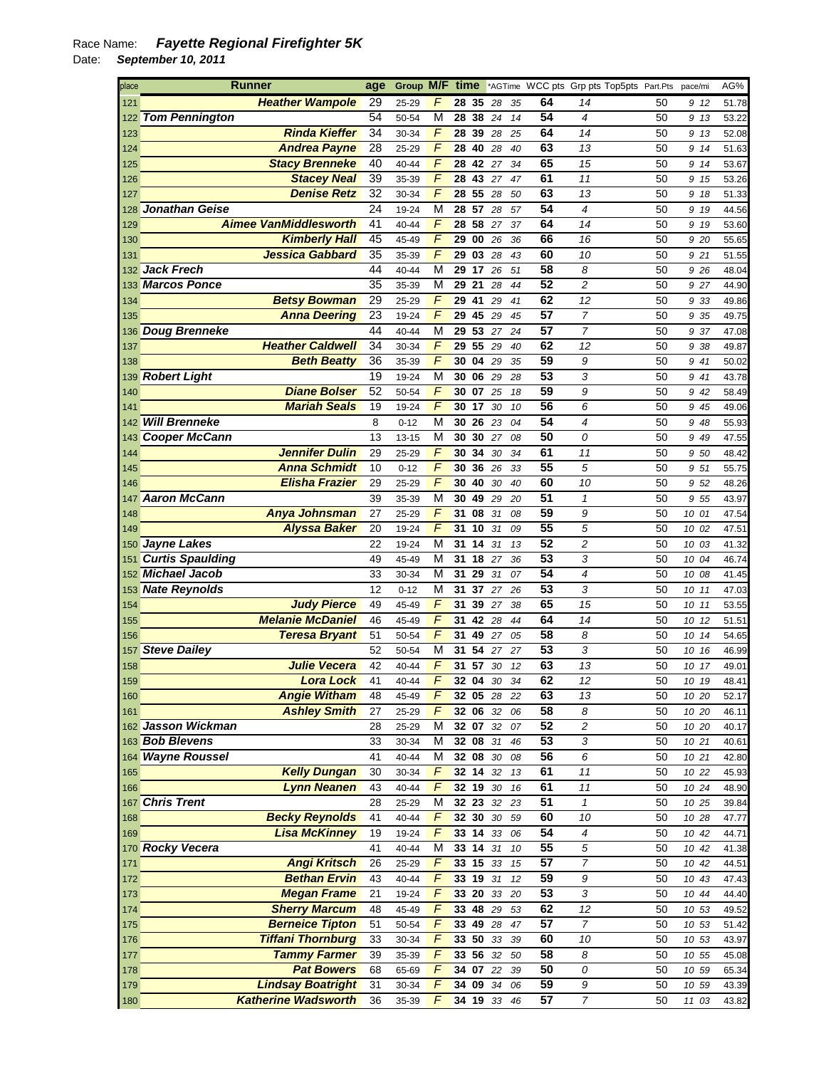Race Name: ***Fayette Regional Firefighter 5K***

Date: ***September 10, 2011***

| place | Runner | age | Group | M/F | time | | *AGTime | | WCC pts | Grp pts | Top5pts | Part.Pts | pace/mi | AG% |
|---|---|---|---|---|---|---|---|---|---|---|---|---|---|---|
| 121 | Heather Wampole | 29 | 25-29 | F | 28 | 35 | 28 | 35 | 64 | 14 | | 50 | 9 12 | 51.78 |
| 122 | Tom Pennington | 54 | 50-54 | M | 28 | 38 | 24 | 14 | 54 | 4 | | 50 | 9 13 | 53.22 |
| 123 | Rinda Kieffer | 34 | 30-34 | F | 28 | 39 | 28 | 25 | 64 | 14 | | 50 | 9 13 | 52.08 |
| 124 | Andrea Payne | 28 | 25-29 | F | 28 | 40 | 28 | 40 | 63 | 13 | | 50 | 9 14 | 51.63 |
| 125 | Stacy Brenneke | 40 | 40-44 | F | 28 | 42 | 27 | 34 | 65 | 15 | | 50 | 9 14 | 53.67 |
| 126 | Stacey Neal | 39 | 35-39 | F | 28 | 43 | 27 | 47 | 61 | 11 | | 50 | 9 15 | 53.26 |
| 127 | Denise Retz | 32 | 30-34 | F | 28 | 55 | 28 | 50 | 63 | 13 | | 50 | 9 18 | 51.33 |
| 128 | Jonathan Geise | 24 | 19-24 | M | 28 | 57 | 28 | 57 | 54 | 4 | | 50 | 9 19 | 44.56 |
| 129 | Aimee VanMiddlesworth | 41 | 40-44 | F | 28 | 58 | 27 | 37 | 64 | 14 | | 50 | 9 19 | 53.60 |
| 130 | Kimberly Hall | 45 | 45-49 | F | 29 | 00 | 26 | 36 | 66 | 16 | | 50 | 9 20 | 55.65 |
| 131 | Jessica Gabbard | 35 | 35-39 | F | 29 | 03 | 28 | 43 | 60 | 10 | | 50 | 9 21 | 51.55 |
| 132 | Jack Frech | 44 | 40-44 | M | 29 | 17 | 26 | 51 | 58 | 8 | | 50 | 9 26 | 48.04 |
| 133 | Marcos Ponce | 35 | 35-39 | M | 29 | 21 | 28 | 44 | 52 | 2 | | 50 | 9 27 | 44.90 |
| 134 | Betsy Bowman | 29 | 25-29 | F | 29 | 41 | 29 | 41 | 62 | 12 | | 50 | 9 33 | 49.86 |
| 135 | Anna Deering | 23 | 19-24 | F | 29 | 45 | 29 | 45 | 57 | 7 | | 50 | 9 35 | 49.75 |
| 136 | Doug Brenneke | 44 | 40-44 | M | 29 | 53 | 27 | 24 | 57 | 7 | | 50 | 9 37 | 47.08 |
| 137 | Heather Caldwell | 34 | 30-34 | F | 29 | 55 | 29 | 40 | 62 | 12 | | 50 | 9 38 | 49.87 |
| 138 | Beth Beatty | 36 | 35-39 | F | 30 | 04 | 29 | 35 | 59 | 9 | | 50 | 9 41 | 50.02 |
| 139 | Robert Light | 19 | 19-24 | M | 30 | 06 | 29 | 28 | 53 | 3 | | 50 | 9 41 | 43.78 |
| 140 | Diane Bolser | 52 | 50-54 | F | 30 | 07 | 25 | 18 | 59 | 9 | | 50 | 9 42 | 58.49 |
| 141 | Mariah Seals | 19 | 19-24 | F | 30 | 17 | 30 | 10 | 56 | 6 | | 50 | 9 45 | 49.06 |
| 142 | Will Brenneke | 8 | 0-12 | M | 30 | 26 | 23 | 04 | 54 | 4 | | 50 | 9 48 | 55.93 |
| 143 | Cooper McCann | 13 | 13-15 | M | 30 | 30 | 27 | 08 | 50 | 0 | | 50 | 9 49 | 47.55 |
| 144 | Jennifer Dulin | 29 | 25-29 | F | 30 | 34 | 30 | 34 | 61 | 11 | | 50 | 9 50 | 48.42 |
| 145 | Anna Schmidt | 10 | 0-12 | F | 30 | 36 | 26 | 33 | 55 | 5 | | 50 | 9 51 | 55.75 |
| 146 | Elisha Frazier | 29 | 25-29 | F | 30 | 40 | 30 | 40 | 60 | 10 | | 50 | 9 52 | 48.26 |
| 147 | Aaron McCann | 39 | 35-39 | M | 30 | 49 | 29 | 20 | 51 | 1 | | 50 | 9 55 | 43.97 |
| 148 | Anya Johnsman | 27 | 25-29 | F | 31 | 08 | 31 | 08 | 59 | 9 | | 50 | 10 01 | 47.54 |
| 149 | Alyssa Baker | 20 | 19-24 | F | 31 | 10 | 31 | 09 | 55 | 5 | | 50 | 10 02 | 47.51 |
| 150 | Jayne Lakes | 22 | 19-24 | M | 31 | 14 | 31 | 13 | 52 | 2 | | 50 | 10 03 | 41.32 |
| 151 | Curtis Spaulding | 49 | 45-49 | M | 31 | 18 | 27 | 36 | 53 | 3 | | 50 | 10 04 | 46.74 |
| 152 | Michael Jacob | 33 | 30-34 | M | 31 | 29 | 31 | 07 | 54 | 4 | | 50 | 10 08 | 41.45 |
| 153 | Nate Reynolds | 12 | 0-12 | M | 31 | 37 | 27 | 26 | 53 | 3 | | 50 | 10 11 | 47.03 |
| 154 | Judy Pierce | 49 | 45-49 | F | 31 | 39 | 27 | 38 | 65 | 15 | | 50 | 10 11 | 53.55 |
| 155 | Melanie McDaniel | 46 | 45-49 | F | 31 | 42 | 28 | 44 | 64 | 14 | | 50 | 10 12 | 51.51 |
| 156 | Teresa Bryant | 51 | 50-54 | F | 31 | 49 | 27 | 05 | 58 | 8 | | 50 | 10 14 | 54.65 |
| 157 | Steve Dailey | 52 | 50-54 | M | 31 | 54 | 27 | 27 | 53 | 3 | | 50 | 10 16 | 46.99 |
| 158 | Julie Vecera | 42 | 40-44 | F | 31 | 57 | 30 | 12 | 63 | 13 | | 50 | 10 17 | 49.01 |
| 159 | Lora Lock | 41 | 40-44 | F | 32 | 04 | 30 | 34 | 62 | 12 | | 50 | 10 19 | 48.41 |
| 160 | Angie Witham | 48 | 45-49 | F | 32 | 05 | 28 | 22 | 63 | 13 | | 50 | 10 20 | 52.17 |
| 161 | Ashley Smith | 27 | 25-29 | F | 32 | 06 | 32 | 06 | 58 | 8 | | 50 | 10 20 | 46.11 |
| 162 | Jasson Wickman | 28 | 25-29 | M | 32 | 07 | 32 | 07 | 52 | 2 | | 50 | 10 20 | 40.17 |
| 163 | Bob Blevens | 33 | 30-34 | M | 32 | 08 | 31 | 46 | 53 | 3 | | 50 | 10 21 | 40.61 |
| 164 | Wayne Roussel | 41 | 40-44 | M | 32 | 08 | 30 | 08 | 56 | 6 | | 50 | 10 21 | 42.80 |
| 165 | Kelly Dungan | 30 | 30-34 | F | 32 | 14 | 32 | 13 | 61 | 11 | | 50 | 10 22 | 45.93 |
| 166 | Lynn Neanen | 43 | 40-44 | F | 32 | 19 | 30 | 16 | 61 | 11 | | 50 | 10 24 | 48.90 |
| 167 | Chris Trent | 28 | 25-29 | M | 32 | 23 | 32 | 23 | 51 | 1 | | 50 | 10 25 | 39.84 |
| 168 | Becky Reynolds | 41 | 40-44 | F | 32 | 30 | 30 | 59 | 60 | 10 | | 50 | 10 28 | 47.77 |
| 169 | Lisa McKinney | 19 | 19-24 | F | 33 | 14 | 33 | 06 | 54 | 4 | | 50 | 10 42 | 44.71 |
| 170 | Rocky Vecera | 41 | 40-44 | M | 33 | 14 | 31 | 10 | 55 | 5 | | 50 | 10 42 | 41.38 |
| 171 | Angi Kritsch | 26 | 25-29 | F | 33 | 15 | 33 | 15 | 57 | 7 | | 50 | 10 42 | 44.51 |
| 172 | Bethan Ervin | 43 | 40-44 | F | 33 | 19 | 31 | 12 | 59 | 9 | | 50 | 10 43 | 47.43 |
| 173 | Megan Frame | 21 | 19-24 | F | 33 | 20 | 33 | 20 | 53 | 3 | | 50 | 10 44 | 44.40 |
| 174 | Sherry Marcum | 48 | 45-49 | F | 33 | 48 | 29 | 53 | 62 | 12 | | 50 | 10 53 | 49.52 |
| 175 | Berneice Tipton | 51 | 50-54 | F | 33 | 49 | 28 | 47 | 57 | 7 | | 50 | 10 53 | 51.42 |
| 176 | Tiffani Thornburg | 33 | 30-34 | F | 33 | 50 | 33 | 39 | 60 | 10 | | 50 | 10 53 | 43.97 |
| 177 | Tammy Farmer | 39 | 35-39 | F | 33 | 56 | 32 | 50 | 58 | 8 | | 50 | 10 55 | 45.08 |
| 178 | Pat Bowers | 68 | 65-69 | F | 34 | 07 | 22 | 39 | 50 | 0 | | 50 | 10 59 | 65.34 |
| 179 | Lindsay Boatright | 31 | 30-34 | F | 34 | 09 | 34 | 06 | 59 | 9 | | 50 | 10 59 | 43.39 |
| 180 | Katherine Wadsworth | 36 | 35-39 | F | 34 | 19 | 33 | 46 | 57 | 7 | | 50 | 11 03 | 43.82 |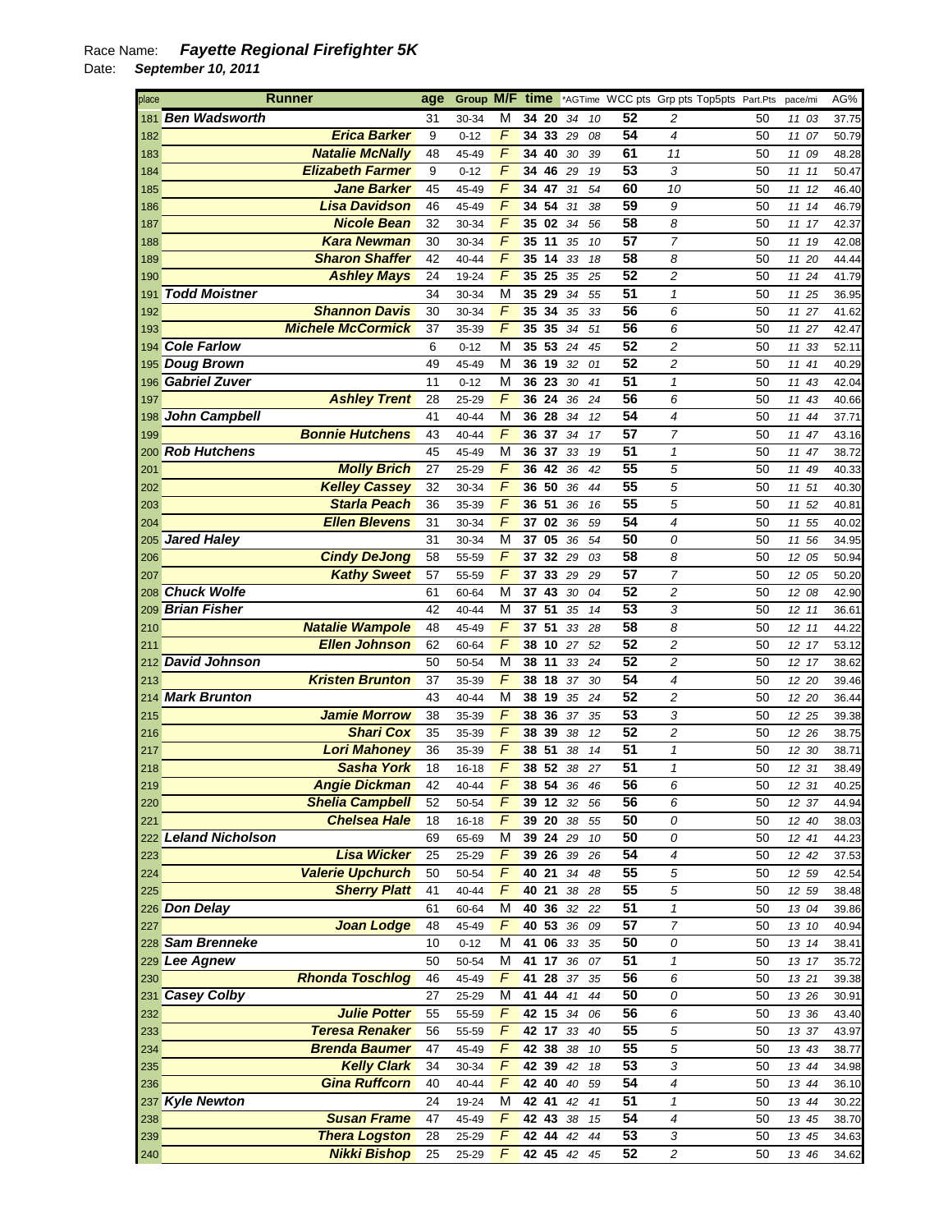Race Name: ***Fayette Regional Firefighter 5K***

Date: ***September 10, 2011***

| place | Runner | age | Group | M/F | time | *AGTime | WCC pts | Grp pts | Top5pts | Part.Pts | pace/mi | AG% |
|---|---|---|---|---|---|---|---|---|---|---|---|---|
| 181 | **Ben Wadsworth** | 31 | 30-34 | M | 34 20 | 34 10 | 52 | 2 | | 50 | 11 03 | 37.75 |
| 182 | **Erica Barker** | 9 | 0-12 | F | 34 33 | 29 08 | 54 | 4 | | 50 | 11 07 | 50.79 |
| 183 | **Natalie McNally** | 48 | 45-49 | F | 34 40 | 30 39 | 61 | 11 | | 50 | 11 09 | 48.28 |
| 184 | **Elizabeth Farmer** | 9 | 0-12 | F | 34 46 | 29 19 | 53 | 3 | | 50 | 11 11 | 50.47 |
| 185 | **Jane Barker** | 45 | 45-49 | F | 34 47 | 31 54 | 60 | 10 | | 50 | 11 12 | 46.40 |
| 186 | **Lisa Davidson** | 46 | 45-49 | F | 34 54 | 31 38 | 59 | 9 | | 50 | 11 14 | 46.79 |
| 187 | **Nicole Bean** | 32 | 30-34 | F | 35 02 | 34 56 | 58 | 8 | | 50 | 11 17 | 42.37 |
| 188 | **Kara Newman** | 30 | 30-34 | F | 35 11 | 35 10 | 57 | 7 | | 50 | 11 19 | 42.08 |
| 189 | **Sharon Shaffer** | 42 | 40-44 | F | 35 14 | 33 18 | 58 | 8 | | 50 | 11 20 | 44.44 |
| 190 | **Ashley Mays** | 24 | 19-24 | F | 35 25 | 35 25 | 52 | 2 | | 50 | 11 24 | 41.79 |
| 191 | **Todd Moistner** | 34 | 30-34 | M | 35 29 | 34 55 | 51 | 1 | | 50 | 11 25 | 36.95 |
| 192 | **Shannon Davis** | 30 | 30-34 | F | 35 34 | 35 33 | 56 | 6 | | 50 | 11 27 | 41.62 |
| 193 | **Michele McCormick** | 37 | 35-39 | F | 35 35 | 34 51 | 56 | 6 | | 50 | 11 27 | 42.47 |
| 194 | **Cole Farlow** | 6 | 0-12 | M | 35 53 | 24 45 | 52 | 2 | | 50 | 11 33 | 52.11 |
| 195 | **Doug Brown** | 49 | 45-49 | M | 36 19 | 32 01 | 52 | 2 | | 50 | 11 41 | 40.29 |
| 196 | **Gabriel Zuver** | 11 | 0-12 | M | 36 23 | 30 41 | 51 | 1 | | 50 | 11 43 | 42.04 |
| 197 | **Ashley Trent** | 28 | 25-29 | F | 36 24 | 36 24 | 56 | 6 | | 50 | 11 43 | 40.66 |
| 198 | **John Campbell** | 41 | 40-44 | M | 36 28 | 34 12 | 54 | 4 | | 50 | 11 44 | 37.71 |
| 199 | **Bonnie Hutchens** | 43 | 40-44 | F | 36 37 | 34 17 | 57 | 7 | | 50 | 11 47 | 43.16 |
| 200 | **Rob Hutchens** | 45 | 45-49 | M | 36 37 | 33 19 | 51 | 1 | | 50 | 11 47 | 38.72 |
| 201 | **Molly Brich** | 27 | 25-29 | F | 36 42 | 36 42 | 55 | 5 | | 50 | 11 49 | 40.33 |
| 202 | **Kelley Cassey** | 32 | 30-34 | F | 36 50 | 36 44 | 55 | 5 | | 50 | 11 51 | 40.30 |
| 203 | **Starla Peach** | 36 | 35-39 | F | 36 51 | 36 16 | 55 | 5 | | 50 | 11 52 | 40.81 |
| 204 | **Ellen Blevens** | 31 | 30-34 | F | 37 02 | 36 59 | 54 | 4 | | 50 | 11 55 | 40.02 |
| 205 | **Jared Haley** | 31 | 30-34 | M | 37 05 | 36 54 | 50 | 0 | | 50 | 11 56 | 34.95 |
| 206 | **Cindy DeJong** | 58 | 55-59 | F | 37 32 | 29 03 | 58 | 8 | | 50 | 12 05 | 50.94 |
| 207 | **Kathy Sweet** | 57 | 55-59 | F | 37 33 | 29 29 | 57 | 7 | | 50 | 12 05 | 50.20 |
| 208 | **Chuck Wolfe** | 61 | 60-64 | M | 37 43 | 30 04 | 52 | 2 | | 50 | 12 08 | 42.90 |
| 209 | **Brian Fisher** | 42 | 40-44 | M | 37 51 | 35 14 | 53 | 3 | | 50 | 12 11 | 36.61 |
| 210 | **Natalie Wampole** | 48 | 45-49 | F | 37 51 | 33 28 | 58 | 8 | | 50 | 12 11 | 44.22 |
| 211 | **Ellen Johnson** | 62 | 60-64 | F | 38 10 | 27 52 | 52 | 2 | | 50 | 12 17 | 53.12 |
| 212 | **David Johnson** | 50 | 50-54 | M | 38 11 | 33 24 | 52 | 2 | | 50 | 12 17 | 38.62 |
| 213 | **Kristen Brunton** | 37 | 35-39 | F | 38 18 | 37 30 | 54 | 4 | | 50 | 12 20 | 39.46 |
| 214 | **Mark Brunton** | 43 | 40-44 | M | 38 19 | 35 24 | 52 | 2 | | 50 | 12 20 | 36.44 |
| 215 | **Jamie Morrow** | 38 | 35-39 | F | 38 36 | 37 35 | 53 | 3 | | 50 | 12 25 | 39.38 |
| 216 | **Shari Cox** | 35 | 35-39 | F | 38 39 | 38 12 | 52 | 2 | | 50 | 12 26 | 38.75 |
| 217 | **Lori Mahoney** | 36 | 35-39 | F | 38 51 | 38 14 | 51 | 1 | | 50 | 12 30 | 38.71 |
| 218 | **Sasha York** | 18 | 16-18 | F | 38 52 | 38 27 | 51 | 1 | | 50 | 12 31 | 38.49 |
| 219 | **Angie Dickman** | 42 | 40-44 | F | 38 54 | 36 46 | 56 | 6 | | 50 | 12 31 | 40.25 |
| 220 | **Shelia Campbell** | 52 | 50-54 | F | 39 12 | 32 56 | 56 | 6 | | 50 | 12 37 | 44.94 |
| 221 | **Chelsea Hale** | 18 | 16-18 | F | 39 20 | 38 55 | 50 | 0 | | 50 | 12 40 | 38.03 |
| 222 | **Leland Nicholson** | 69 | 65-69 | M | 39 24 | 29 10 | 50 | 0 | | 50 | 12 41 | 44.23 |
| 223 | **Lisa Wicker** | 25 | 25-29 | F | 39 26 | 39 26 | 54 | 4 | | 50 | 12 42 | 37.53 |
| 224 | **Valerie Upchurch** | 50 | 50-54 | F | 40 21 | 34 48 | 55 | 5 | | 50 | 12 59 | 42.54 |
| 225 | **Sherry Platt** | 41 | 40-44 | F | 40 21 | 38 28 | 55 | 5 | | 50 | 12 59 | 38.48 |
| 226 | **Don Delay** | 61 | 60-64 | M | 40 36 | 32 22 | 51 | 1 | | 50 | 13 04 | 39.86 |
| 227 | **Joan Lodge** | 48 | 45-49 | F | 40 53 | 36 09 | 57 | 7 | | 50 | 13 10 | 40.94 |
| 228 | **Sam Brenneke** | 10 | 0-12 | M | 41 06 | 33 35 | 50 | 0 | | 50 | 13 14 | 38.41 |
| 229 | **Lee Agnew** | 50 | 50-54 | M | 41 17 | 36 07 | 51 | 1 | | 50 | 13 17 | 35.72 |
| 230 | **Rhonda Toschlog** | 46 | 45-49 | F | 41 28 | 37 35 | 56 | 6 | | 50 | 13 21 | 39.38 |
| 231 | **Casey Colby** | 27 | 25-29 | M | 41 44 | 41 44 | 50 | 0 | | 50 | 13 26 | 30.91 |
| 232 | **Julie Potter** | 55 | 55-59 | F | 42 15 | 34 06 | 56 | 6 | | 50 | 13 36 | 43.40 |
| 233 | **Teresa Renaker** | 56 | 55-59 | F | 42 17 | 33 40 | 55 | 5 | | 50 | 13 37 | 43.97 |
| 234 | **Brenda Baumer** | 47 | 45-49 | F | 42 38 | 38 10 | 55 | 5 | | 50 | 13 43 | 38.77 |
| 235 | **Kelly Clark** | 34 | 30-34 | F | 42 39 | 42 18 | 53 | 3 | | 50 | 13 44 | 34.98 |
| 236 | **Gina Ruffcorn** | 40 | 40-44 | F | 42 40 | 40 59 | 54 | 4 | | 50 | 13 44 | 36.10 |
| 237 | **Kyle Newton** | 24 | 19-24 | M | 42 41 | 42 41 | 51 | 1 | | 50 | 13 44 | 30.22 |
| 238 | **Susan Frame** | 47 | 45-49 | F | 42 43 | 38 15 | 54 | 4 | | 50 | 13 45 | 38.70 |
| 239 | **Thera Logston** | 28 | 25-29 | F | 42 44 | 42 44 | 53 | 3 | | 50 | 13 45 | 34.63 |
| 240 | **Nikki Bishop** | 25 | 25-29 | F | 42 45 | 42 45 | 52 | 2 | | 50 | 13 46 | 34.62 |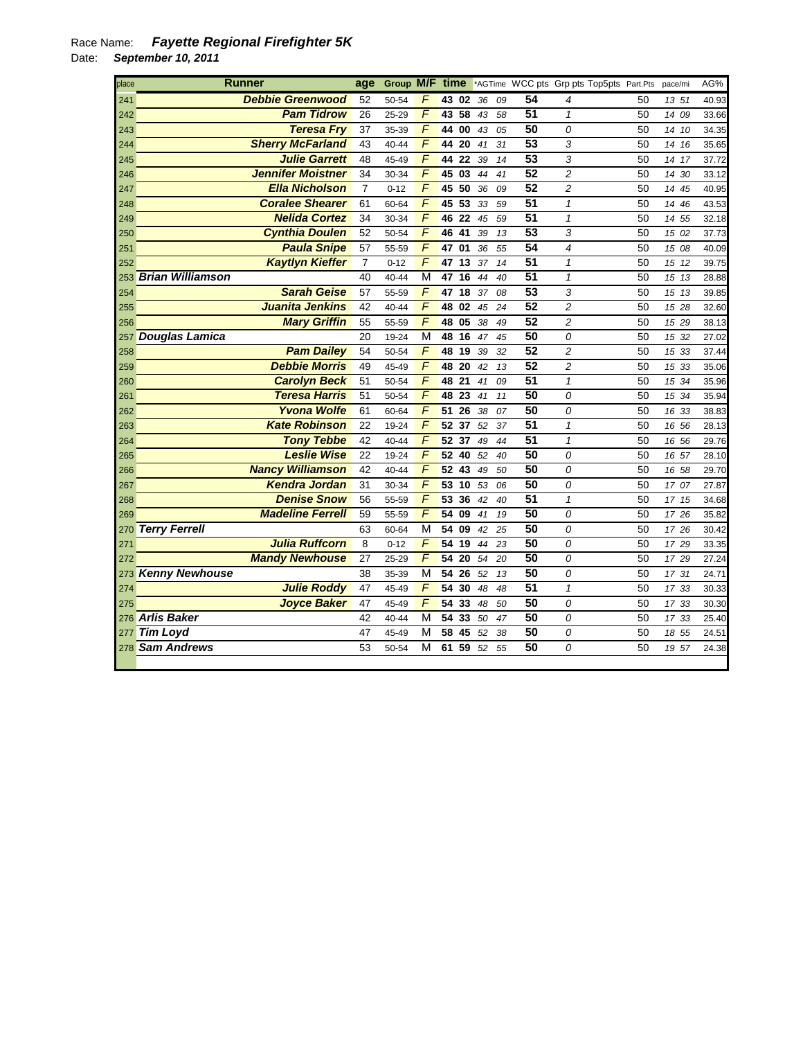Race Name: ***Fayette Regional Firefighter 5K***
Date: ***September 10, 2011***

| place | Runner | age | Group | M/F | time | *AGTime | WCC pts | Grp pts | Top5pts | Part.Pts | pace/mi | AG% |
|---|---|---|---|---|---|---|---|---|---|---|---|---|
| 241 | Debbie Greenwood | 52 | 50-54 | F | 43 02 | 36 09 | 54 | 4 | | 50 | 13 51 | 40.93 |
| 242 | Pam Tidrow | 26 | 25-29 | F | 43 58 | 43 58 | 51 | 1 | | 50 | 14 09 | 33.66 |
| 243 | Teresa Fry | 37 | 35-39 | F | 44 00 | 43 05 | 50 | 0 | | 50 | 14 10 | 34.35 |
| 244 | Sherry McFarland | 43 | 40-44 | F | 44 20 | 41 31 | 53 | 3 | | 50 | 14 16 | 35.65 |
| 245 | Julie Garrett | 48 | 45-49 | F | 44 22 | 39 14 | 53 | 3 | | 50 | 14 17 | 37.72 |
| 246 | Jennifer Moistner | 34 | 30-34 | F | 45 03 | 44 41 | 52 | 2 | | 50 | 14 30 | 33.12 |
| 247 | Ella Nicholson | 7 | 0-12 | F | 45 50 | 36 09 | 52 | 2 | | 50 | 14 45 | 40.95 |
| 248 | Coralee Shearer | 61 | 60-64 | F | 45 53 | 33 59 | 51 | 1 | | 50 | 14 46 | 43.53 |
| 249 | Nelida Cortez | 34 | 30-34 | F | 46 22 | 45 59 | 51 | 1 | | 50 | 14 55 | 32.18 |
| 250 | Cynthia Doulen | 52 | 50-54 | F | 46 41 | 39 13 | 53 | 3 | | 50 | 15 02 | 37.73 |
| 251 | Paula Snipe | 57 | 55-59 | F | 47 01 | 36 55 | 54 | 4 | | 50 | 15 08 | 40.09 |
| 252 | Kaytlyn Kieffer | 7 | 0-12 | F | 47 13 | 37 14 | 51 | 1 | | 50 | 15 12 | 39.75 |
| 253 | Brian Williamson | 40 | 40-44 | M | 47 16 | 44 40 | 51 | 1 | | 50 | 15 13 | 28.88 |
| 254 | Sarah Geise | 57 | 55-59 | F | 47 18 | 37 08 | 53 | 3 | | 50 | 15 13 | 39.85 |
| 255 | Juanita Jenkins | 42 | 40-44 | F | 48 02 | 45 24 | 52 | 2 | | 50 | 15 28 | 32.60 |
| 256 | Mary Griffin | 55 | 55-59 | F | 48 05 | 38 49 | 52 | 2 | | 50 | 15 29 | 38.13 |
| 257 | Douglas Lamica | 20 | 19-24 | M | 48 16 | 47 45 | 50 | 0 | | 50 | 15 32 | 27.02 |
| 258 | Pam Dailey | 54 | 50-54 | F | 48 19 | 39 32 | 52 | 2 | | 50 | 15 33 | 37.44 |
| 259 | Debbie Morris | 49 | 45-49 | F | 48 20 | 42 13 | 52 | 2 | | 50 | 15 33 | 35.06 |
| 260 | Carolyn Beck | 51 | 50-54 | F | 48 21 | 41 09 | 51 | 1 | | 50 | 15 34 | 35.96 |
| 261 | Teresa Harris | 51 | 50-54 | F | 48 23 | 41 11 | 50 | 0 | | 50 | 15 34 | 35.94 |
| 262 | Yvona Wolfe | 61 | 60-64 | F | 51 26 | 38 07 | 50 | 0 | | 50 | 16 33 | 38.83 |
| 263 | Kate Robinson | 22 | 19-24 | F | 52 37 | 52 37 | 51 | 1 | | 50 | 16 56 | 28.13 |
| 264 | Tony Tebbe | 42 | 40-44 | F | 52 37 | 49 44 | 51 | 1 | | 50 | 16 56 | 29.76 |
| 265 | Leslie Wise | 22 | 19-24 | F | 52 40 | 52 40 | 50 | 0 | | 50 | 16 57 | 28.10 |
| 266 | Nancy Williamson | 42 | 40-44 | F | 52 43 | 49 50 | 50 | 0 | | 50 | 16 58 | 29.70 |
| 267 | Kendra Jordan | 31 | 30-34 | F | 53 10 | 53 06 | 50 | 0 | | 50 | 17 07 | 27.87 |
| 268 | Denise Snow | 56 | 55-59 | F | 53 36 | 42 40 | 51 | 1 | | 50 | 17 15 | 34.68 |
| 269 | Madeline Ferrell | 59 | 55-59 | F | 54 09 | 41 19 | 50 | 0 | | 50 | 17 26 | 35.82 |
| 270 | Terry Ferrell | 63 | 60-64 | M | 54 09 | 42 25 | 50 | 0 | | 50 | 17 26 | 30.42 |
| 271 | Julia Ruffcorn | 8 | 0-12 | F | 54 19 | 44 23 | 50 | 0 | | 50 | 17 29 | 33.35 |
| 272 | Mandy Newhouse | 27 | 25-29 | F | 54 20 | 54 20 | 50 | 0 | | 50 | 17 29 | 27.24 |
| 273 | Kenny Newhouse | 38 | 35-39 | M | 54 26 | 52 13 | 50 | 0 | | 50 | 17 31 | 24.71 |
| 274 | Julie Roddy | 47 | 45-49 | F | 54 30 | 48 48 | 51 | 1 | | 50 | 17 33 | 30.33 |
| 275 | Joyce Baker | 47 | 45-49 | F | 54 33 | 48 50 | 50 | 0 | | 50 | 17 33 | 30.30 |
| 276 | Arlis Baker | 42 | 40-44 | M | 54 33 | 50 47 | 50 | 0 | | 50 | 17 33 | 25.40 |
| 277 | Tim Loyd | 47 | 45-49 | M | 58 45 | 52 38 | 50 | 0 | | 50 | 18 55 | 24.51 |
| 278 | Sam Andrews | 53 | 50-54 | M | 61 59 | 52 55 | 50 | 0 | | 50 | 19 57 | 24.38 |